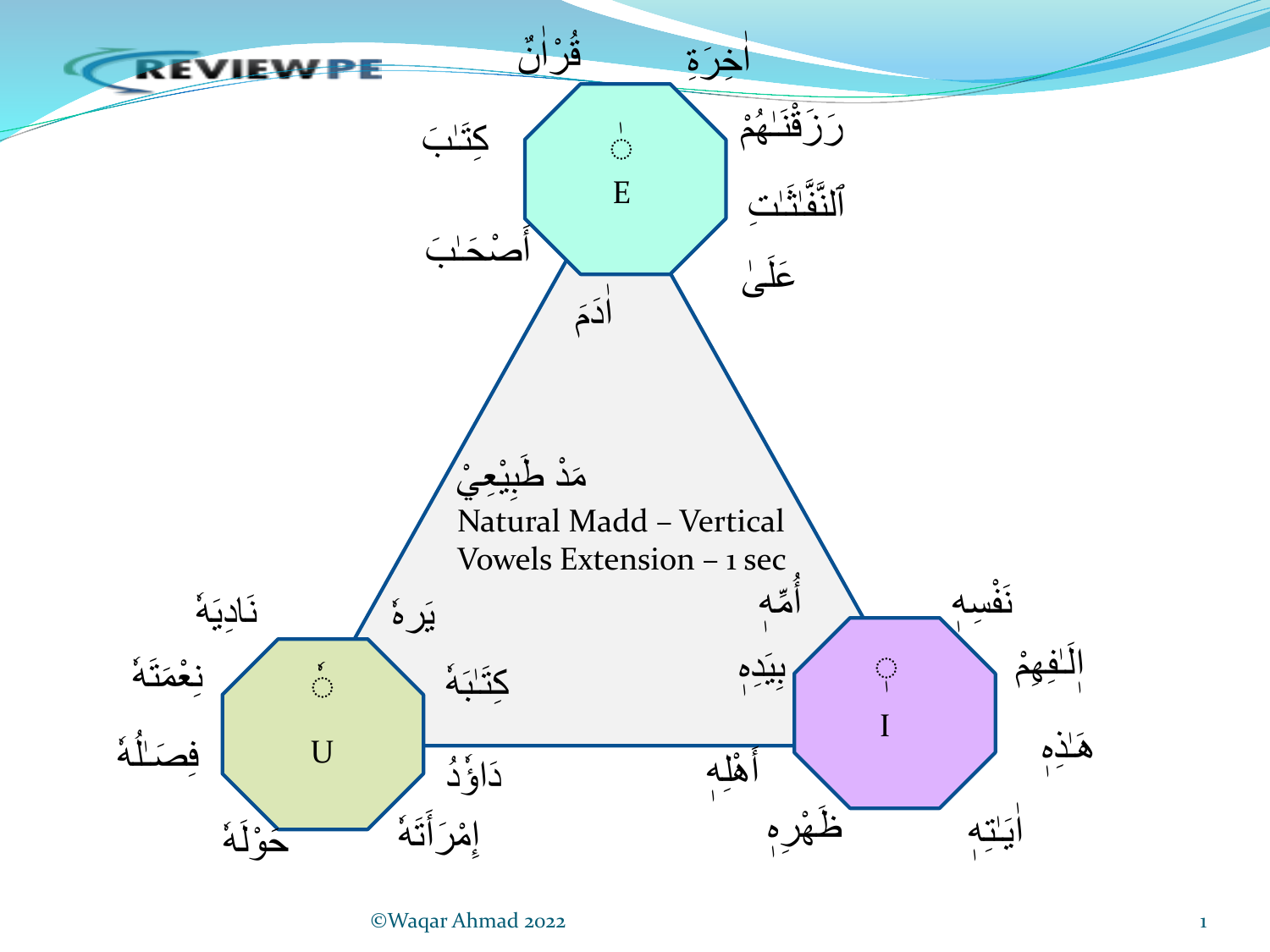مَدْ طَبِيْعِيْ

Natural Madd – Vertical Vowels Extension – 1 sec

**E** ◌ٰ

قُرْاٰنٌ — اٰخِرَةِ — كِتَٰبَ — رَزَقْنَٰهُمْ — ٱلنَّفَّٰثَٰتِ — أَصْحَٰبَ — عَلَىٰ — اٰدَمَ

**I** ◌ٖ

نَفْسِهٖ — اَلَٰفِهِمْ — هَٰذِهٖ — اٰيَٰتِهٖ — ظَهْرِهٖ — أَهْلِهٖ — بِيَدِهٖ — أُمِّهٖ

**U** ◌ٗ

نَادِيَهٗ — نِعْمَتَهٗ — فِصَٰلُهٗ — حَوْلَهٗ — إِمْرَأَتَهٗ — دَاوٗدُ — كِتَٰبَهٗ — يَرَهٗ

©Waqar Ahmad 2022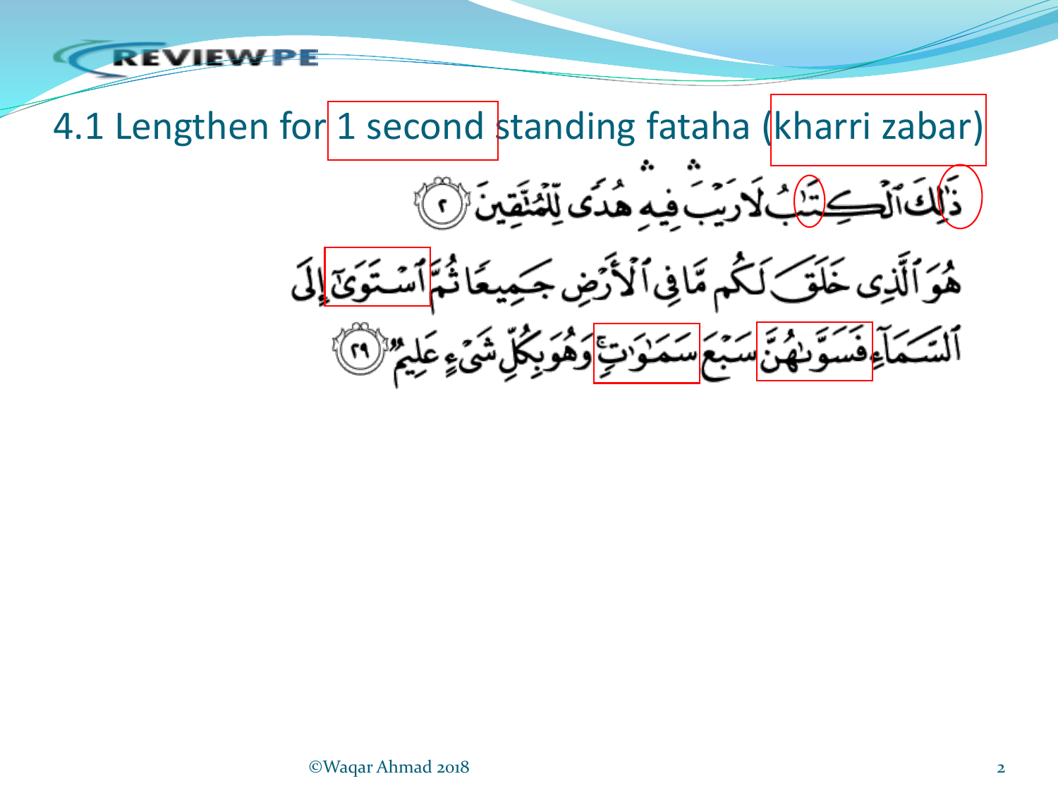## 4.1 Lengthen for 1 second standing fataha (kharri zabar)

ذَٰلِكَ ٱلۡكِتَٰبُ لَا رَيۡبَۛ فِيهِۛ هُدٗى لِّلۡمُتَّقِينَ ۝٢

هُوَ ٱلَّذِي خَلَقَ لَكُم مَّا فِي ٱلۡأَرۡضِ جَمِيعٗا ثُمَّ ٱسۡتَوَىٰٓ إِلَى ٱلسَّمَآءِ فَسَوَّىٰهُنَّ سَبۡعَ سَمَٰوَٰتٖۚ وَهُوَ بِكُلِّ شَيۡءٍ عَلِيمٞ ۝٢٩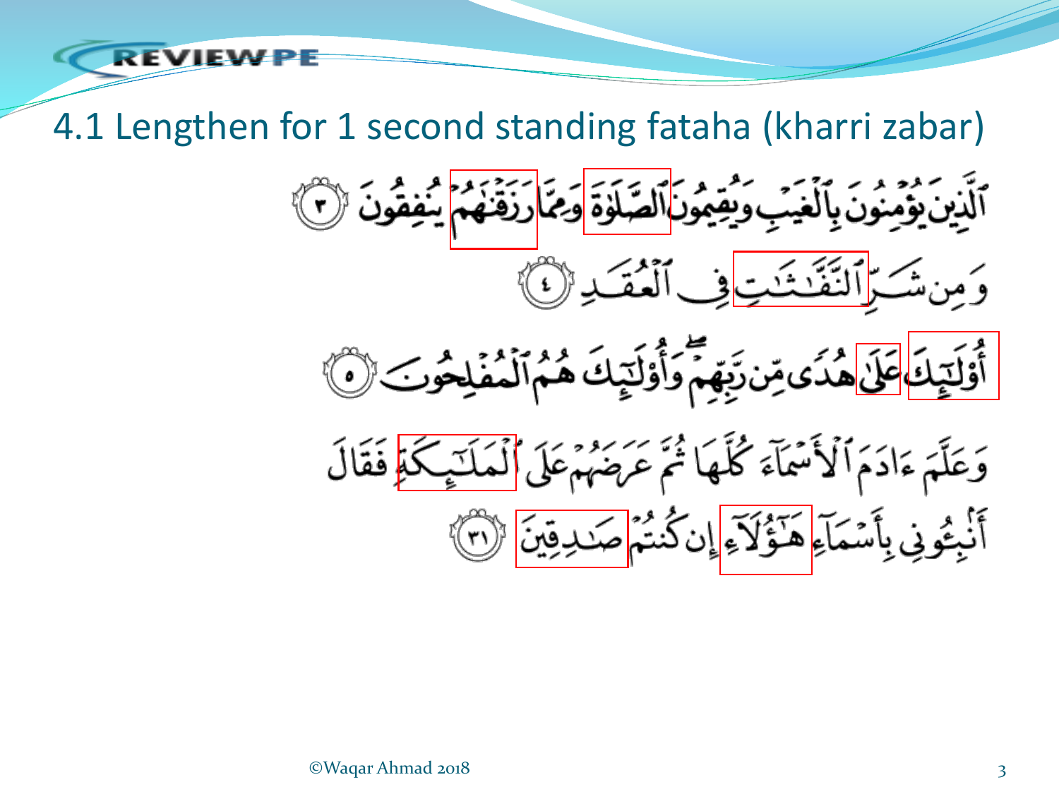# 4.1 Lengthen for 1 second standing fataha (kharri zabar)

ٱلَّذِينَ يُؤۡمِنُونَ بِٱلۡغَيۡبِ وَيُقِيمُونَ ٱلصَّلَوٰةَ وَمِمَّا رَزَقۡنَٰهُمۡ يُنفِقُونَ ﴿٣﴾

وَمِن شَرِّ ٱلنَّفَّٰثَٰتِ فِي ٱلۡعُقَدِ ﴿٤﴾

أُوْلَٰٓئِكَ عَلَىٰ هُدٗى مِّن رَّبِّهِمۡۖ وَأُوْلَٰٓئِكَ هُمُ ٱلۡمُفۡلِحُونَ ﴿٥﴾

وَعَلَّمَ ءَادَمَ ٱلۡأَسۡمَآءَ كُلَّهَا ثُمَّ عَرَضَهُمۡ عَلَى ٱلۡمَلَٰٓئِكَةِ فَقَالَ أَنۢبِـُٔونِي بِأَسۡمَآءِ هَٰٓؤُلَآءِ إِن كُنتُمۡ صَٰدِقِينَ ﴿٣١﴾

©Waqar Ahmad 2018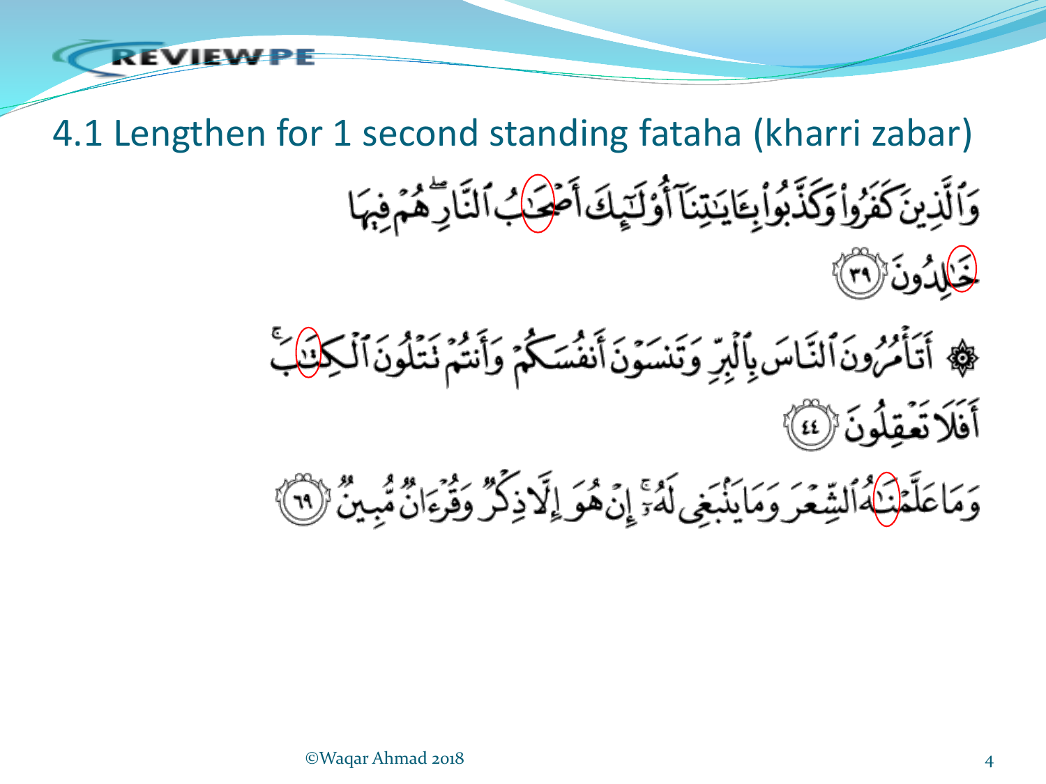# 4.1 Lengthen for 1 second standing fataha (kharri zabar)

وَٱلَّذِينَ كَفَرُواْ وَكَذَّبُواْ بِـَٔايَـٰتِنَآ أُوْلَـٰٓئِكَ أَصْحَـٰبُ ٱلنَّارِ ۖ هُمْ فِيهَا خَـٰلِدُونَ ﴿٣٩﴾

۞ أَتَأْمُرُونَ ٱلنَّاسَ بِٱلْبِرِّ وَتَنسَوْنَ أَنفُسَكُمْ وَأَنتُمْ تَتْلُونَ ٱلْكِتَـٰبَ ۚ أَفَلَا تَعْقِلُونَ ﴿٤٤﴾

وَمَا عَلَّمْنَـٰهُ ٱلشِّعْرَ وَمَا يَنۢبَغِى لَهُۥٓ ۚ إِنْ هُوَ إِلَّا ذِكْرٌ وَقُرْءَانٌ مُّبِينٌ ﴿٦٩﴾

©Waqar Ahmad 2018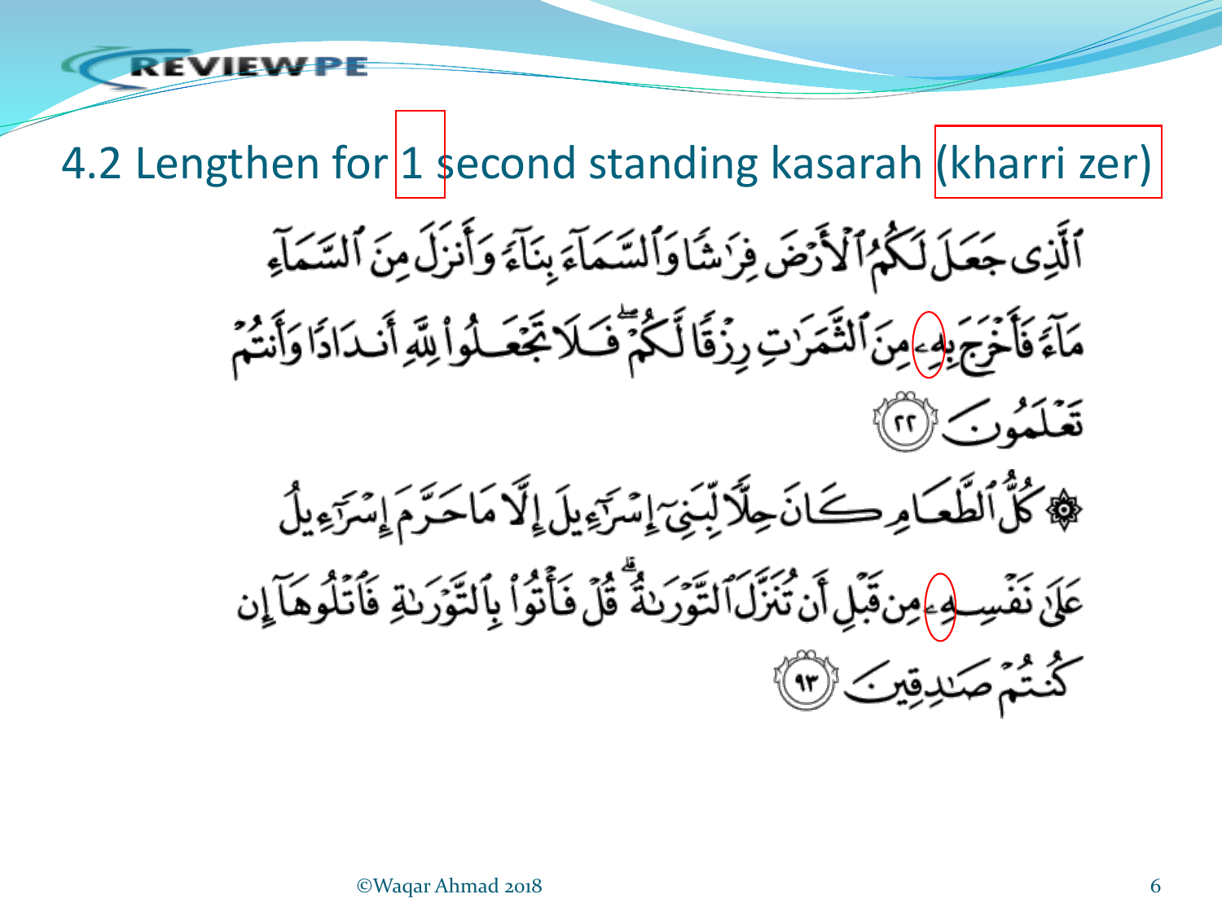## 4.2 Lengthen for 1 second standing kasarah (kharri zer)

ٱلَّذِى جَعَلَ لَكُمُ ٱلْأَرْضَ فِرَٰشًا وَٱلسَّمَآءَ بِنَآءً وَأَنزَلَ مِنَ ٱلسَّمَآءِ مَآءً فَأَخْرَجَ بِهِۦ مِنَ ٱلثَّمَرَٰتِ رِزْقًا لَّكُمْ ۖ فَلَا تَجْعَلُوا۟ لِلَّهِ أَندَادًا وَأَنتُمْ تَعْلَمُونَ ﴿٢٢﴾

۞ كُلُّ ٱلطَّعَامِ كَانَ حِلًّا لِّبَنِىٓ إِسْرَٰٓءِيلَ إِلَّا مَا حَرَّمَ إِسْرَٰٓءِيلُ عَلَىٰ نَفْسِهِۦ مِن قَبْلِ أَن تُنَزَّلَ ٱلتَّوْرَىٰةُ ۗ قُلْ فَأْتُوا۟ بِٱلتَّوْرَىٰةِ فَٱتْلُوهَآ إِن كُنتُمْ صَٰدِقِينَ ﴿٩٣﴾

©Waqar Ahmad 2018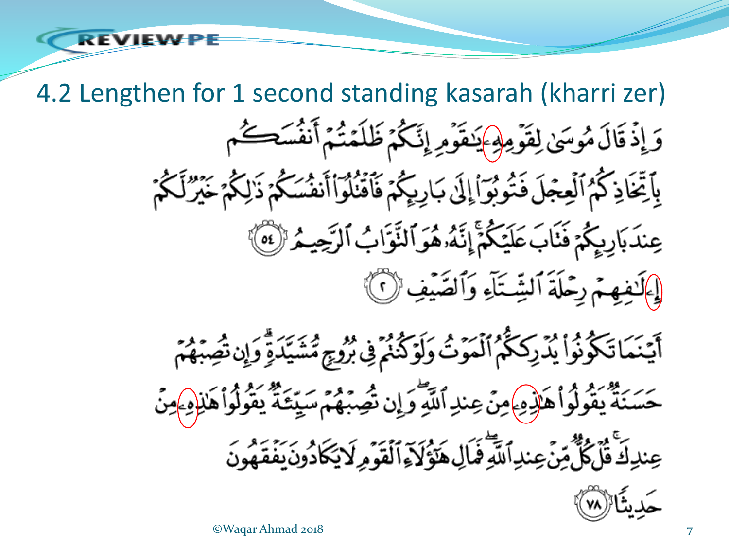# 4.2 Lengthen for 1 second standing kasarah (kharri zer)

وَإِذْ قَالَ مُوسَىٰ لِقَوْمِهِۦ يَٰقَوْمِ إِنَّكُمْ ظَلَمْتُمْ أَنفُسَكُم بِٱتِّخَاذِكُمُ ٱلْعِجْلَ فَتُوبُوٓا۟ إِلَىٰ بَارِئِكُمْ فَٱقْتُلُوٓا۟ أَنفُسَكُمْ ذَٰلِكُمْ خَيْرٌ لَّكُمْ عِندَ بَارِئِكُمْ فَتَابَ عَلَيْكُمْ ۚ إِنَّهُۥ هُوَ ٱلتَّوَّابُ ٱلرَّحِيمُ ﴿٥٤﴾

إِۦلَٰفِهِمْ رِحْلَةَ ٱلشِّتَآءِ وَٱلصَّيْفِ ﴿٢﴾

أَيْنَمَا تَكُونُوا۟ يُدْرِككُّمُ ٱلْمَوْتُ وَلَوْ كُنتُمْ فِى بُرُوجٍ مُّشَيَّدَةٍ ۗ وَإِن تُصِبْهُمْ حَسَنَةٌ يَقُولُوا۟ هَٰذِهِۦ مِنْ عِندِ ٱللَّهِ ۖ وَإِن تُصِبْهُمْ سَيِّئَةٌ يَقُولُوا۟ هَٰذِهِۦ مِنْ عِندِكَ ۚ قُلْ كُلٌّ مِّنْ عِندِ ٱللَّهِ ۖ فَمَالِ هَٰٓؤُلَآءِ ٱلْقَوْمِ لَا يَكَادُونَ يَفْقَهُونَ حَدِيثًا ﴿٧٨﴾

©Waqar Ahmad 2018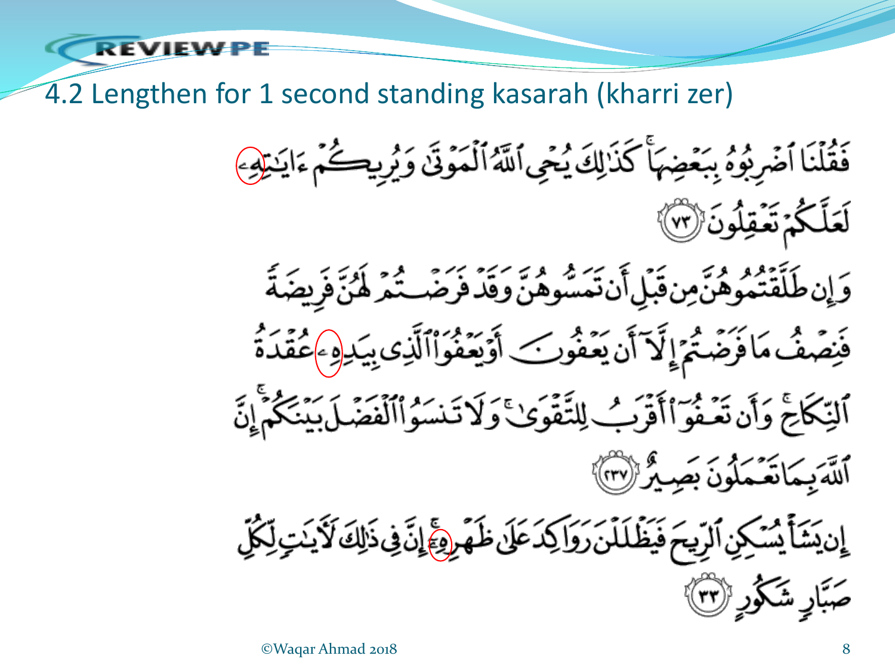## 4.2 Lengthen for 1 second standing kasarah (kharri zer)

فَقُلْنَا ٱضْرِبُوهُ بِبَعْضِهَا ۚ كَذَٰلِكَ يُحْىِ ٱللَّهُ ٱلْمَوْتَىٰ وَيُرِيكُمْ ءَايَـٰتِهِۦ لَعَلَّكُمْ تَعْقِلُونَ ﴿٧٣﴾

وَإِن طَلَّقْتُمُوهُنَّ مِن قَبْلِ أَن تَمَسُّوهُنَّ وَقَدْ فَرَضْتُمْ لَهُنَّ فَرِيضَةً فَنِصْفُ مَا فَرَضْتُمْ إِلَّآ أَن يَعْفُونَ أَوْ يَعْفُوَا۟ ٱلَّذِى بِيَدِهِۦ عُقْدَةُ ٱلنِّكَاحِ ۚ وَأَن تَعْفُوٓا۟ أَقْرَبُ لِلتَّقْوَىٰ ۚ وَلَا تَنسَوُا۟ ٱلْفَضْلَ بَيْنَكُمْ ۚ إِنَّ ٱللَّهَ بِمَا تَعْمَلُونَ بَصِيرٌ ﴿٢٣٧﴾

إِن يَشَأْ يُسْكِنِ ٱلرِّيحَ فَيَظْلَلْنَ رَوَاكِدَ عَلَىٰ ظَهْرِهِۦٓ ۚ إِنَّ فِى ذَٰلِكَ لَـَٔايَـٰتٍ لِّكُلِّ صَبَّارٍ شَكُورٍ ﴿٣٣﴾

©Waqar Ahmad 2018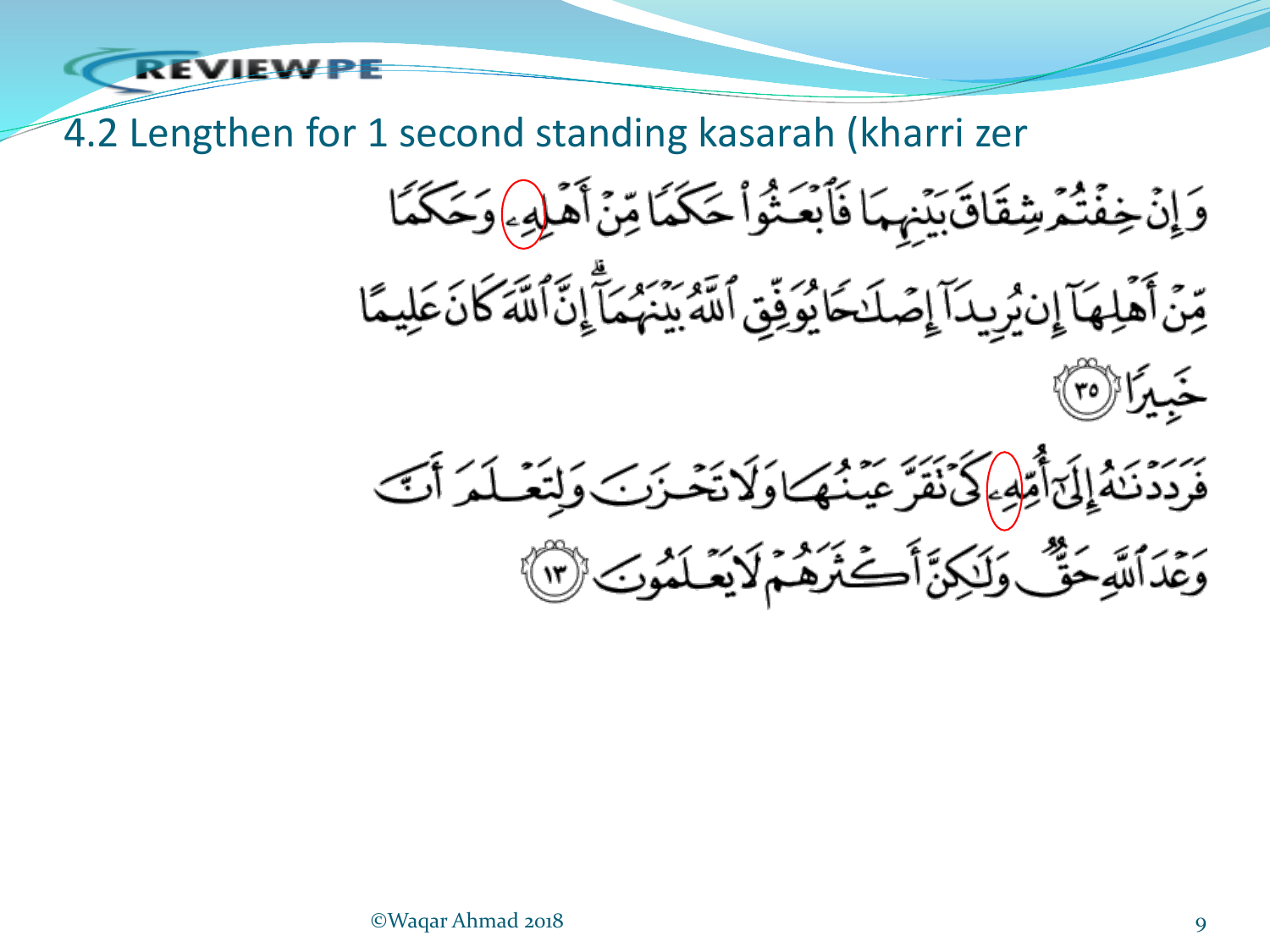## 4.2 Lengthen for 1 second standing kasarah (kharri zer

وَإِنْ خِفْتُمْ شِقَاقَ بَيْنِهِمَا فَٱبْعَثُوا۟ حَكَمًا مِّنْ أَهْلِهِۦ وَحَكَمًا مِّنْ أَهْلِهَآ إِن يُرِيدَآ إِصْلَٰحًا يُوَفِّقِ ٱللَّهُ بَيْنَهُمَآ ۗ إِنَّ ٱللَّهَ كَانَ عَلِيمًا خَبِيرًا ﴿٣٥﴾

فَرَدَدْنَٰهُ إِلَىٰٓ أُمِّهِۦ كَىْ تَقَرَّ عَيْنُهَا وَلَا تَحْزَنَ وَلِتَعْلَمَ أَنَّ وَعْدَ ٱللَّهِ حَقٌّ وَلَٰكِنَّ أَكْثَرَهُمْ لَا يَعْلَمُونَ ﴿١٣﴾

©Waqar Ahmad 2018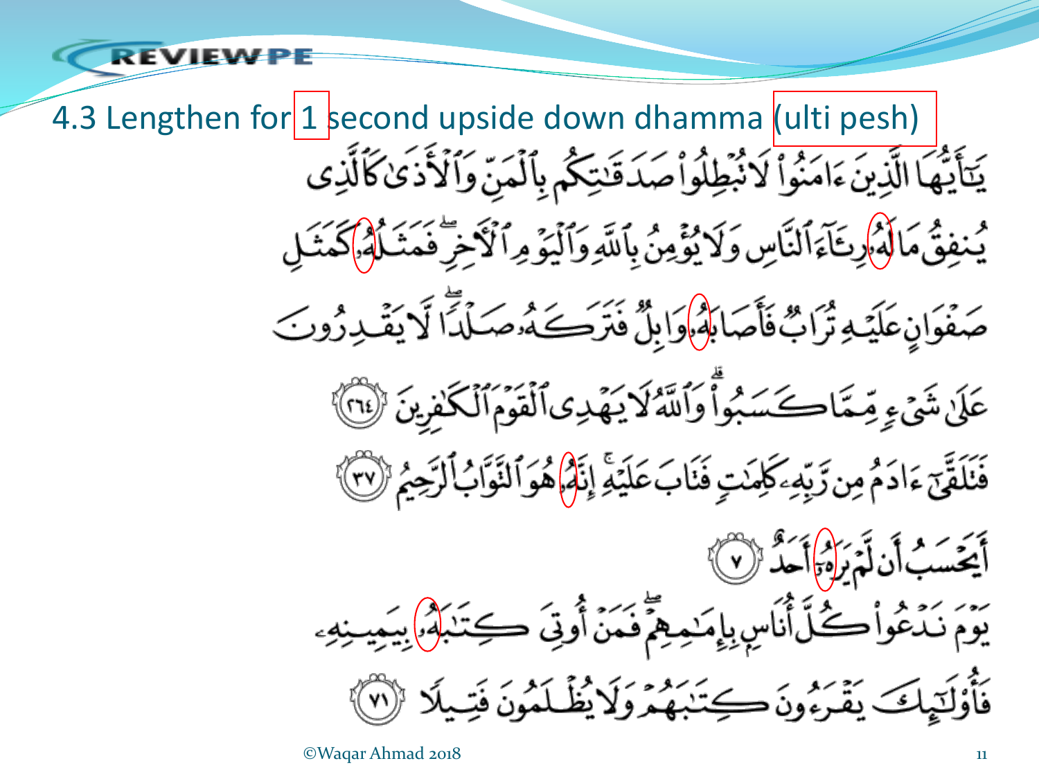## 4.3 Lengthen for 1 second upside down dhamma (ulti pesh)

يَٰٓأَيُّهَا ٱلَّذِينَ ءَامَنُوا۟ لَا تُبْطِلُوا۟ صَدَقَٰتِكُم بِٱلْمَنِّ وَٱلْأَذَىٰ كَٱلَّذِى

يُنفِقُ مَالَهُۥ رِئَآءَ ٱلنَّاسِ وَلَا يُؤْمِنُ بِٱللَّهِ وَٱلْيَوْمِ ٱلْءَاخِرِ ۖ فَمَثَلُهُۥ كَمَثَلِ

صَفْوَانٍ عَلَيْهِ تُرَابٌ فَأَصَابَهُۥ وَابِلٌ فَتَرَكَهُۥ صَلْدًا ۖ لَّا يَقْدِرُونَ

عَلَىٰ شَىْءٍ مِّمَّا كَسَبُوا۟ ۗ وَٱللَّهُ لَا يَهْدِى ٱلْقَوْمَ ٱلْكَٰفِرِينَ ﴿٢٦٤﴾

فَتَلَقَّىٰٓ ءَادَمُ مِن رَّبِّهِۦ كَلِمَٰتٍ فَتَابَ عَلَيْهِ ۚ إِنَّهُۥ هُوَ ٱلتَّوَّابُ ٱلرَّحِيمُ ﴿٣٧﴾

أَيَحْسَبُ أَن لَّمْ يَرَهُۥٓ أَحَدٌ ﴿٧﴾

يَوْمَ نَدْعُوا۟ كُلَّ أُنَاسٍۭ بِإِمَٰمِهِمْ ۖ فَمَنْ أُوتِىَ كِتَٰبَهُۥ بِيَمِينِهِۦ

فَأُو۟لَٰٓئِكَ يَقْرَءُونَ كِتَٰبَهُمْ وَلَا يُظْلَمُونَ فَتِيلًا ﴿٧١﴾

©Waqar Ahmad 2018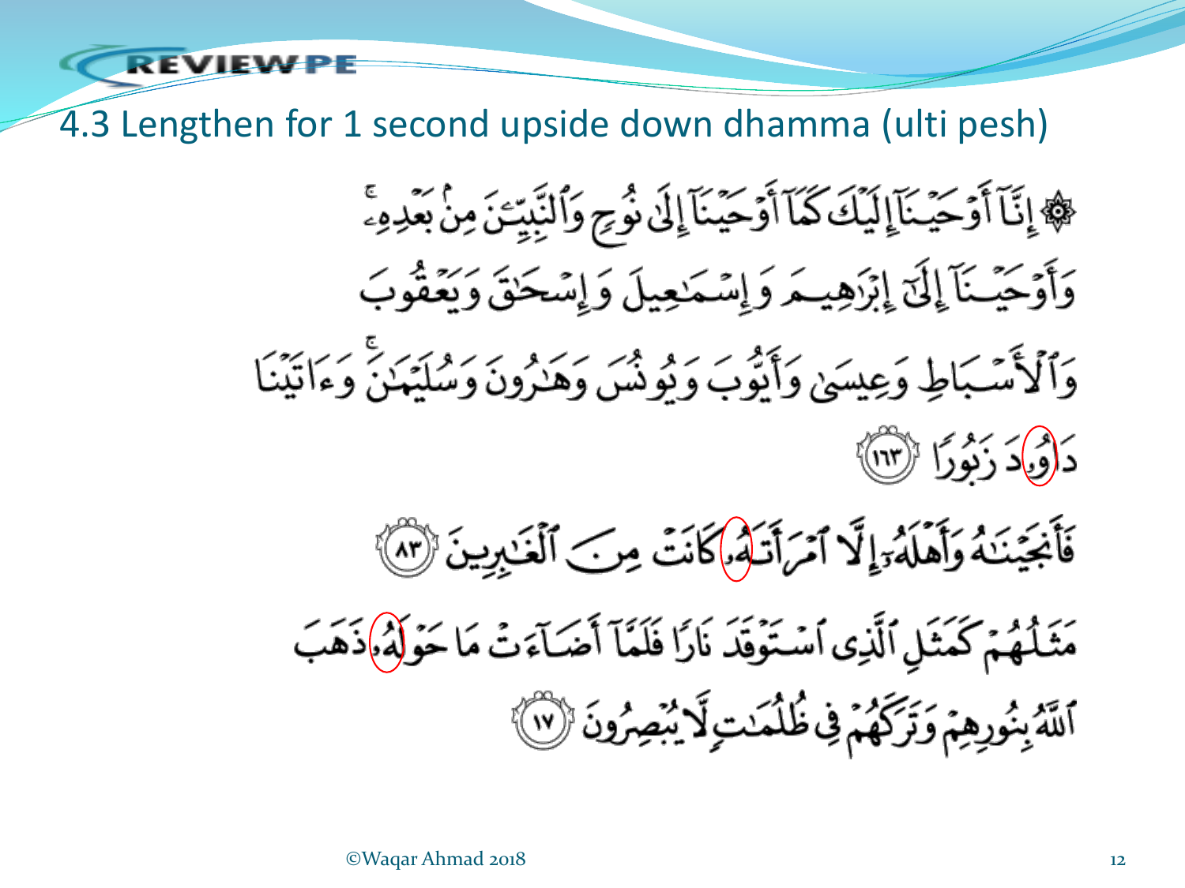# 4.3 Lengthen for 1 second upside down dhamma (ulti pesh)

۞ إِنَّآ أَوۡحَيۡنَآ إِلَيۡكَ كَمَآ أَوۡحَيۡنَآ إِلَىٰ نُوحٖ وَٱلنَّبِيِّـۧنَ مِنۢ بَعۡدِهِۦۚ وَأَوۡحَيۡنَآ إِلَىٰٓ إِبۡرَٰهِيمَ وَإِسۡمَٰعِيلَ وَإِسۡحَٰقَ وَيَعۡقُوبَ وَٱلۡأَسۡبَاطِ وَعِيسَىٰ وَأَيُّوبَ وَيُونُسَ وَهَٰرُونَ وَسُلَيۡمَٰنَۚ وَءَاتَيۡنَا دَاوُۥدَ زَبُورٗا ﴿١٦٣﴾

فَأَنجَيۡنَٰهُ وَأَهۡلَهُۥٓ إِلَّا ٱمۡرَأَتَهُۥ كَانَتۡ مِنَ ٱلۡغَٰبِرِينَ ﴿٨٣﴾

مَثَلُهُمۡ كَمَثَلِ ٱلَّذِي ٱسۡتَوۡقَدَ نَارٗا فَلَمَّآ أَضَآءَتۡ مَا حَوۡلَهُۥ ذَهَبَ ٱللَّهُ بِنُورِهِمۡ وَتَرَكَهُمۡ فِي ظُلُمَٰتٖ لَّا يُبۡصِرُونَ ﴿١٧﴾

©Waqar Ahmad 2018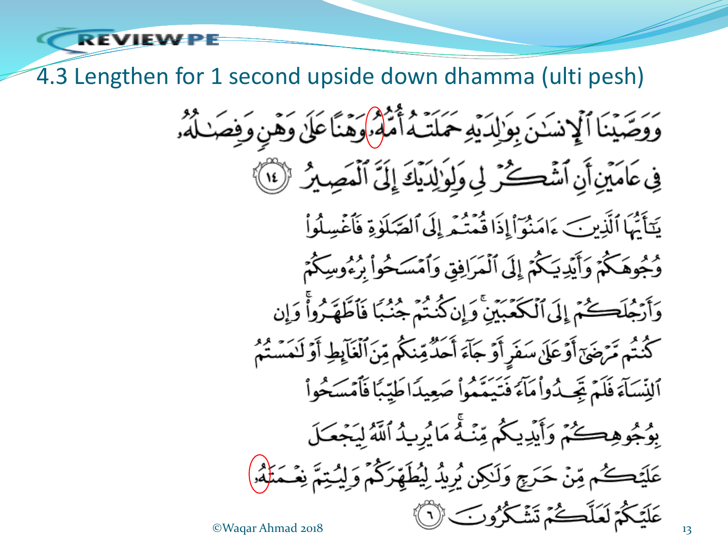## 4.3 Lengthen for 1 second upside down dhamma (ulti pesh)

وَوَصَّيْنَا ٱلْإِنسَٰنَ بِوَٰلِدَيْهِ حَمَلَتْهُ أُمُّهُۥ وَهْنًا عَلَىٰ وَهْنٍ وَفِصَٰلُهُۥ فِى عَامَيْنِ أَنِ ٱشْكُرْ لِى وَلِوَٰلِدَيْكَ إِلَىَّ ٱلْمَصِيرُ ﴿١٤﴾

يَٰٓأَيُّهَا ٱلَّذِينَ ءَامَنُوٓا۟ إِذَا قُمْتُمْ إِلَى ٱلصَّلَوٰةِ فَٱغْسِلُوا۟ وُجُوهَكُمْ وَأَيْدِيَكُمْ إِلَى ٱلْمَرَافِقِ وَٱمْسَحُوا۟ بِرُءُوسِكُمْ وَأَرْجُلَكُمْ إِلَى ٱلْكَعْبَيْنِ ۚ وَإِن كُنتُمْ جُنُبًا فَٱطَّهَّرُوا۟ ۚ وَإِن كُنتُم مَّرْضَىٰٓ أَوْ عَلَىٰ سَفَرٍ أَوْ جَآءَ أَحَدٌ مِّنكُم مِّنَ ٱلْغَآئِطِ أَوْ لَٰمَسْتُمُ ٱلنِّسَآءَ فَلَمْ تَجِدُوا۟ مَآءً فَتَيَمَّمُوا۟ صَعِيدًا طَيِّبًا فَٱمْسَحُوا۟ بِوُجُوهِكُمْ وَأَيْدِيكُم مِّنْهُ ۚ مَا يُرِيدُ ٱللَّهُ لِيَجْعَلَ عَلَيْكُم مِّنْ حَرَجٍ وَلَٰكِن يُرِيدُ لِيُطَهِّرَكُمْ وَلِيُتِمَّ نِعْمَتَهُۥ عَلَيْكُمْ لَعَلَّكُمْ تَشْكُرُونَ ﴿٦﴾

©Waqar Ahmad 2018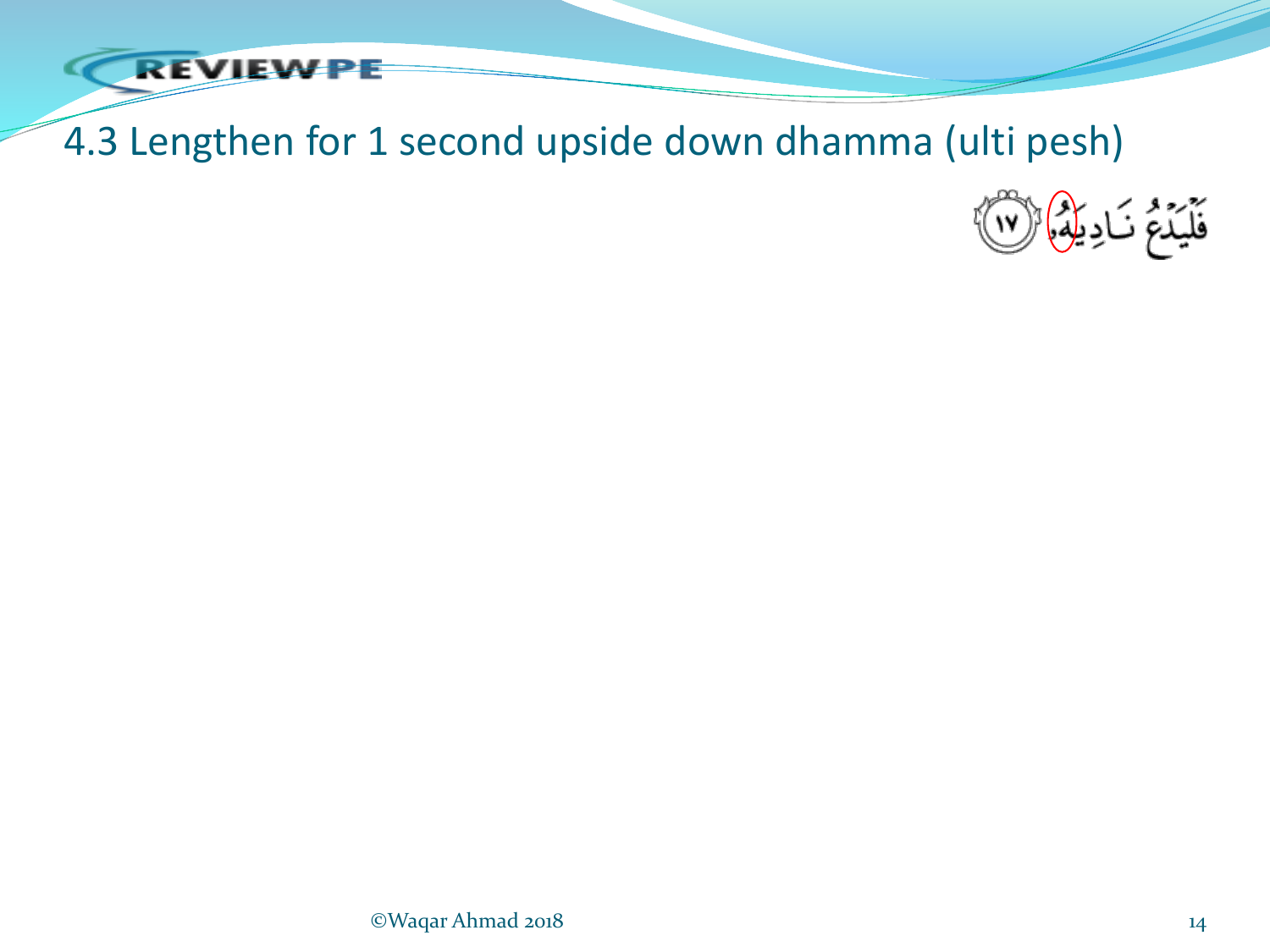## 4.3 Lengthen for 1 second upside down dhamma (ulti pesh)

فَلْيَدْعُ نَادِيَهُۥ ﴿١٧﴾

©Waqar Ahmad 2018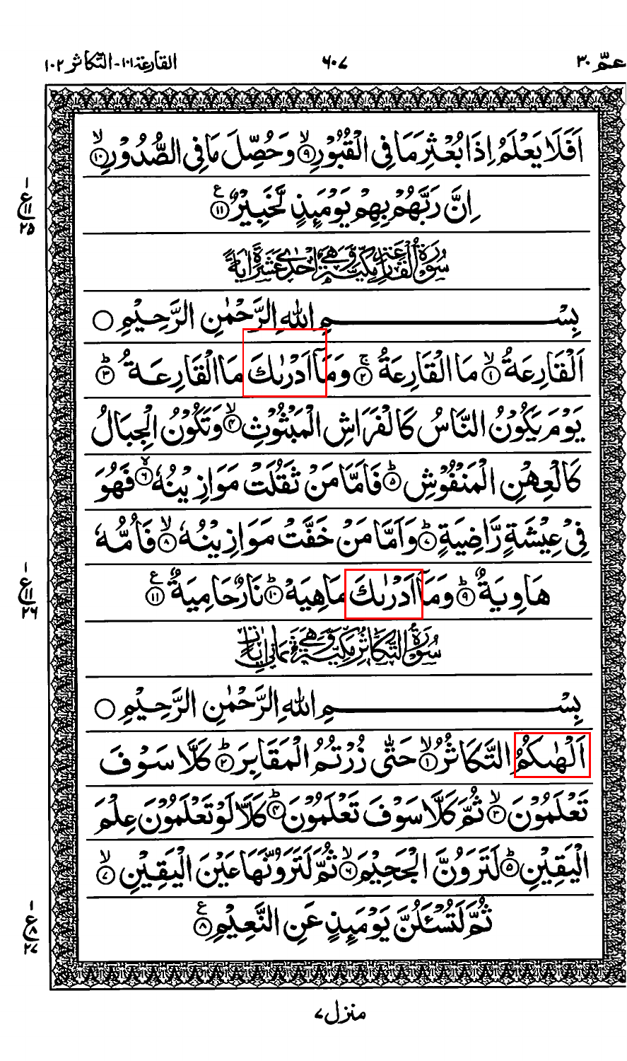أَفَلَا يَعْلَمُ إِذَا بُعْثِرَ مَا فِي الْقُبُورِ ۝٩ وَحُصِّلَ مَا فِي الصُّدُورِ ۝١٠

إِنَّ رَبَّهُم بِهِمْ يَوْمَئِذٍ لَّخَبِيرٌ ۝١١

## سُورَةُ الْقَارِعَةِ مَكِّيَّةٌ وَهِيَ إِحْدَى عَشْرَةَ آيَةً

بِسْمِ اللَّهِ الرَّحْمَٰنِ الرَّحِيمِ

الْقَارِعَةُ ۝١ مَا الْقَارِعَةُ ۝٢ وَمَا أَدْرَاكَ مَا الْقَارِعَةُ ۝٣

يَوْمَ يَكُونُ النَّاسُ كَالْفَرَاشِ الْمَبْثُوثِ ۝٤ وَتَكُونُ الْجِبَالُ

كَالْعِهْنِ الْمَنفُوشِ ۝٥ فَأَمَّا مَن ثَقُلَتْ مَوَازِينُهُ ۝٦ فَهُوَ

فِي عِيشَةٍ رَّاضِيَةٍ ۝٧ وَأَمَّا مَنْ خَفَّتْ مَوَازِينُهُ ۝٨ فَأُمُّهُ

هَاوِيَةٌ ۝٩ وَمَا أَدْرَاكَ مَا هِيَهْ ۝١٠ نَارٌ حَامِيَةٌ ۝١١

## سُورَةُ التَّكَاثُرِ مَكِّيَّةٌ وَهِيَ ثَمَانِ آيَاتٍ

بِسْمِ اللَّهِ الرَّحْمَٰنِ الرَّحِيمِ

أَلْهَاكُمُ التَّكَاثُرُ ۝١ حَتَّىٰ زُرْتُمُ الْمَقَابِرَ ۝٢ كَلَّا سَوْفَ

تَعْلَمُونَ ۝٣ ثُمَّ كَلَّا سَوْفَ تَعْلَمُونَ ۝٤ كَلَّا لَوْ تَعْلَمُونَ عِلْمَ

الْيَقِينِ ۝٥ لَتَرَوُنَّ الْجَحِيمَ ۝٦ ثُمَّ لَتَرَوُنَّهَا عَيْنَ الْيَقِينِ ۝٧

ثُمَّ لَتُسْأَلُنَّ يَوْمَئِذٍ عَنِ النَّعِيمِ ۝٨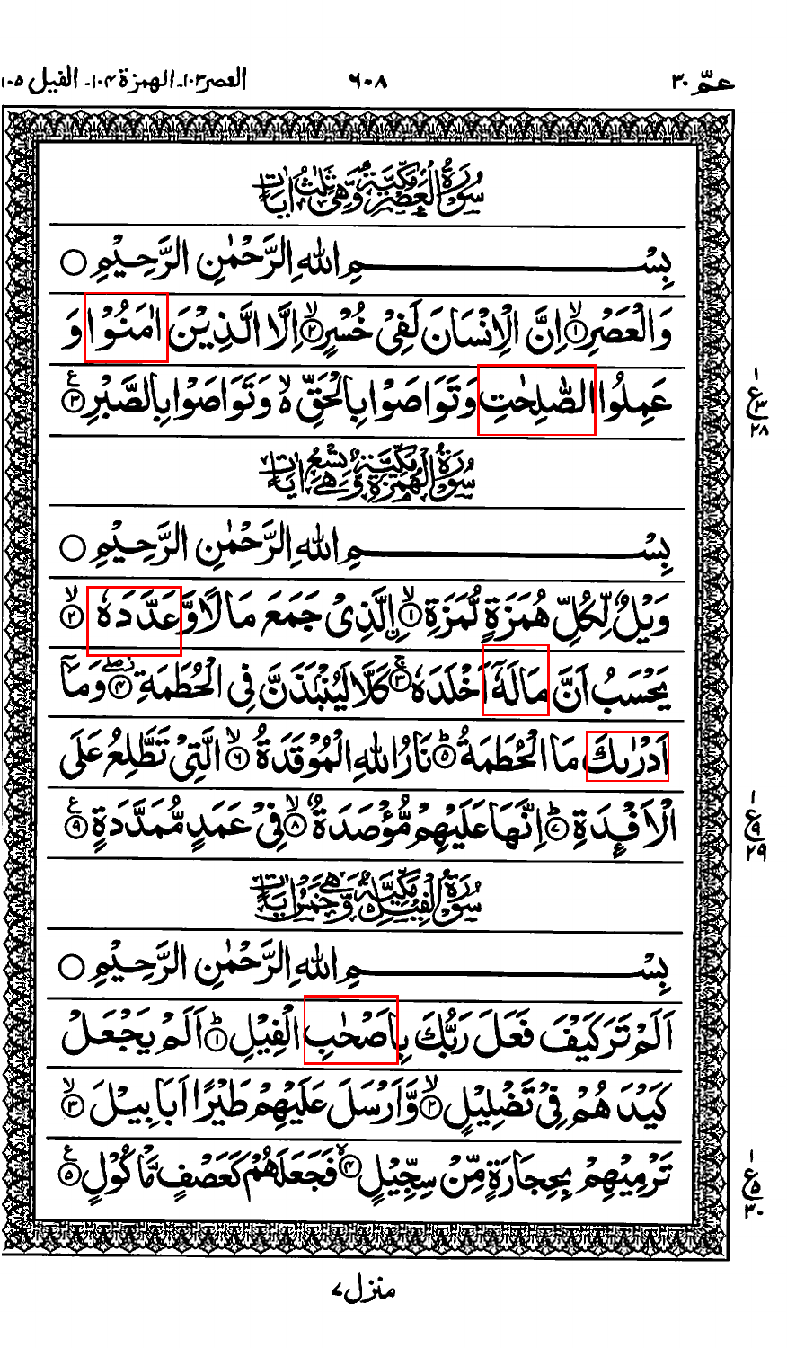## سُوْرَةُ الْعَصْرِ مَكِّيَّةٌ وَّهِيَ ثَلٰثُ اٰيَاتٍ

بِسْمِ اللّٰهِ الرَّحْمٰنِ الرَّحِیْمِ ○

وَ الْعَصْرِ ① اِنَّ الْاِنْسَانَ لَفِیْ خُسْرٍ ② اِلَّا الَّذِیْنَ اٰمَنُوْا وَ عَمِلُوا الصّٰلِحٰتِ وَ تَوَاصَوْا بِالْحَقِّ ۙ۬ وَ تَوَاصَوْا بِالصَّبْرِ ③

## سُوْرَةُ الْهُمَزَةِ مَكِّيَّةٌ وَّهِيَ تِسْعُ اٰيَاتٍ

بِسْمِ اللّٰهِ الرَّحْمٰنِ الرَّحِیْمِ ○

وَیْلٌ لِّكُلِّ هُمَزَةٍ لُّمَزَةِ ① الَّذِیْ جَمَعَ مَالًا وَّ عَدَّدَهٗ ② یَحْسَبُ اَنَّ مَالَهٗۤ اَخْلَدَهٗ ③ كَلَّا لَیُنْۢبَذَنَّ فِی الْحُطَمَةِ ④ وَ مَاۤ اَدْرٰىكَ مَا الْحُطَمَةُ ⑤ نَارُ اللّٰهِ الْمُوْقَدَةُ ⑥ الَّتِیْ تَطَّلِعُ عَلَى الْاَفْـِٕدَةِ ⑦ اِنَّهَا عَلَیْهِمْ مُّؤْصَدَةٌ ⑧ فِیْ عَمَدٍ مُّمَدَّدَةٍ ⑨

## سُوْرَةُ الْفِيْلِ مَكِّيَّةٌ وَّهِيَ خَمْسُ اٰيَاتٍ

بِسْمِ اللّٰهِ الرَّحْمٰنِ الرَّحِیْمِ ○

اَلَمْ تَرَ كَیْفَ فَعَلَ رَبُّكَ بِاَصْحٰبِ الْفِیْلِ ① اَلَمْ یَجْعَلْ كَیْدَهُمْ فِیْ تَضْلِیْلٍ ② وَّ اَرْسَلَ عَلَیْهِمْ طَیْرًا اَبَابِیْلَ ③ تَرْمِیْهِمْ بِحِجَارَةٍ مِّنْ سِجِّیْلٍ ④ فَجَعَلَهُمْ كَعَصْفٍ مَّاْكُوْلٍ ⑤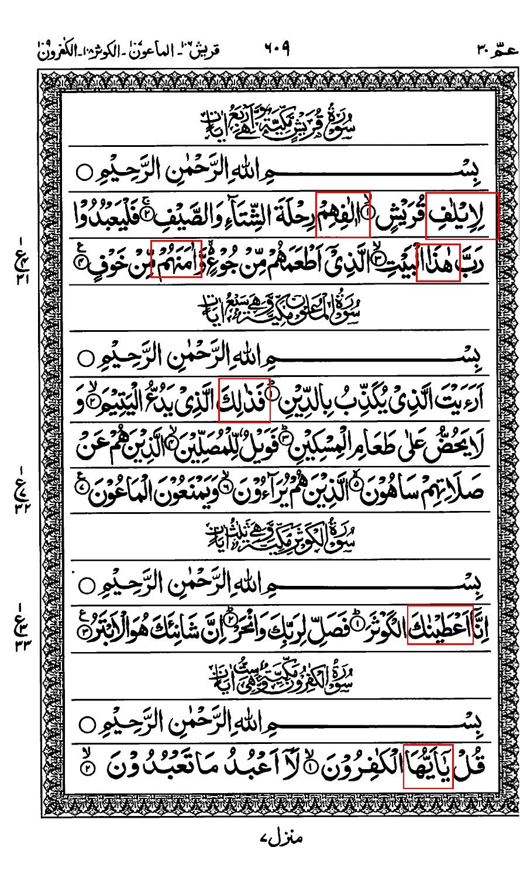## سُوْرَةُ قُرَيْشٍ مَكِّيَّةٌ وَهِيَ اَرْبَعُ اٰيَاتٍ

بِسْمِ اللّٰهِ الرَّحْمٰنِ الرَّحِيْمِ ○

لِاِيْلٰفِ قُرَيْشٍ ۙ﴿۱﴾ اٖلٰفِهِمْ رِحْلَةَ الشِّتَآءِ وَالصَّيْفِ ۚ﴿۲﴾ فَلْيَعْبُدُوْا رَبَّ هٰذَا الْبَيْتِ ۙ﴿۳﴾ الَّذِيْٓ اَطْعَمَهُمْ مِّنْ جُوْعٍ ۙ وَّاٰمَنَهُمْ مِّنْ خَوْفٍ ﴿۴﴾

## سُوْرَةُ الْمَاعُوْنِ مَكِّيَّةٌ وَهِيَ سَبْعُ اٰيَاتٍ

بِسْمِ اللّٰهِ الرَّحْمٰنِ الرَّحِيْمِ ○

اَرَءَيْتَ الَّذِيْ يُكَذِّبُ بِالدِّيْنِ ۙ﴿۱﴾ فَذٰلِكَ الَّذِيْ يَدُعُّ الْيَتِيْمَ ۙ﴿۲﴾ وَلَا يَحُضُّ عَلٰى طَعَامِ الْمِسْكِيْنِ ۙ﴿۳﴾ فَوَيْلٌ لِّلْمُصَلِّيْنَ ۙ﴿۴﴾ الَّذِيْنَ هُمْ عَنْ صَلَاتِهِمْ سَاهُوْنَ ۙ﴿۵﴾ الَّذِيْنَ هُمْ يُرَآءُوْنَ ۙ﴿۶﴾ وَيَمْنَعُوْنَ الْمَاعُوْنَ ﴿۷﴾

## سُوْرَةُ الْكَوْثَرِ مَكِّيَّةٌ وَهِيَ ثَلٰثُ اٰيَاتٍ

بِسْمِ اللّٰهِ الرَّحْمٰنِ الرَّحِيْمِ ○

اِنَّآ اَعْطَيْنٰكَ الْكَوْثَرَ ۙ﴿۱﴾ فَصَلِّ لِرَبِّكَ وَانْحَرْ ۙ﴿۲﴾ اِنَّ شَانِئَكَ هُوَ الْاَبْتَرُ ﴿۳﴾

## سُوْرَةُ الْكٰفِرُوْنَ مَكِّيَّةٌ وَهِيَ سِتُّ اٰيَاتٍ

بِسْمِ اللّٰهِ الرَّحْمٰنِ الرَّحِيْمِ ○

قُلْ يٰٓاَيُّهَا الْكٰفِرُوْنَ ۙ﴿۱﴾ لَآ اَعْبُدُ مَا تَعْبُدُوْنَ ۙ﴿۲﴾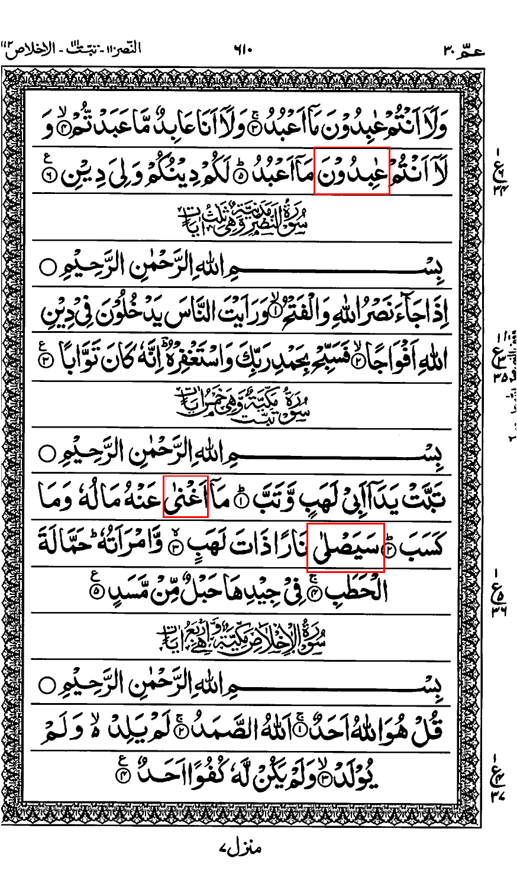وَلَآ اَنْتُمْ عٰبِدُوْنَ مَآ اَعْبُدُ ۝٣ وَلَآ اَنَا عَابِدٌ مَّا عَبَدْتُّمْ ۝٤ وَ
لَآ اَنْتُمْ عٰبِدُوْنَ مَآ اَعْبُدُ ۝٥ لَكُمْ دِيْنُكُمْ وَلِيَ دِيْنِ ۝٦

## سُوْرَةُ النَّصْرِ مَدَنِيَّةٌ وَّهِيَ ثَلٰثُ اٰيٰتٍ

بِسْمِ اللّٰهِ الرَّحْمٰنِ الرَّحِيْمِ

اِذَا جَآءَ نَصْرُ اللّٰهِ وَالْفَتْحُ ۝١ وَرَاَيْتَ النَّاسَ يَدْخُلُوْنَ فِيْ دِيْنِ
اللّٰهِ اَفْوَاجًا ۝٢ فَسَبِّحْ بِحَمْدِ رَبِّكَ وَاسْتَغْفِرْهُ ۚ اِنَّهٗ كَانَ تَوَّابًا ۝٣

## سُوْرَةُ تَبَّتْ مَكِّيَّةٌ وَّهِيَ خَمْسُ اٰيٰتٍ

بِسْمِ اللّٰهِ الرَّحْمٰنِ الرَّحِيْمِ

تَبَّتْ يَدَآ اَبِيْ لَهَبٍ وَّتَبَّ ۝١ مَآ اَغْنٰى عَنْهُ مَالُهٗ وَمَا
كَسَبَ ۝٢ سَيَصْلٰى نَارًا ذَاتَ لَهَبٍ ۝٣ وَّامْرَاَتُهٗ ۚ حَمَّالَةَ
الْحَطَبِ ۝٤ فِيْ جِيْدِهَا حَبْلٌ مِّنْ مَّسَدٍ ۝٥

## سُوْرَةُ الْاِخْلَاصِ مَكِّيَّةٌ وَّهِيَ اَرْبَعُ اٰيٰتٍ

بِسْمِ اللّٰهِ الرَّحْمٰنِ الرَّحِيْمِ

قُلْ هُوَ اللّٰهُ اَحَدٌ ۝١ اَللّٰهُ الصَّمَدُ ۝٢ لَمْ يَلِدْ ۙ وَلَمْ
يُوْلَدْ ۝٣ وَلَمْ يَكُنْ لَّهٗ كُفُوًا اَحَدٌ ۝٤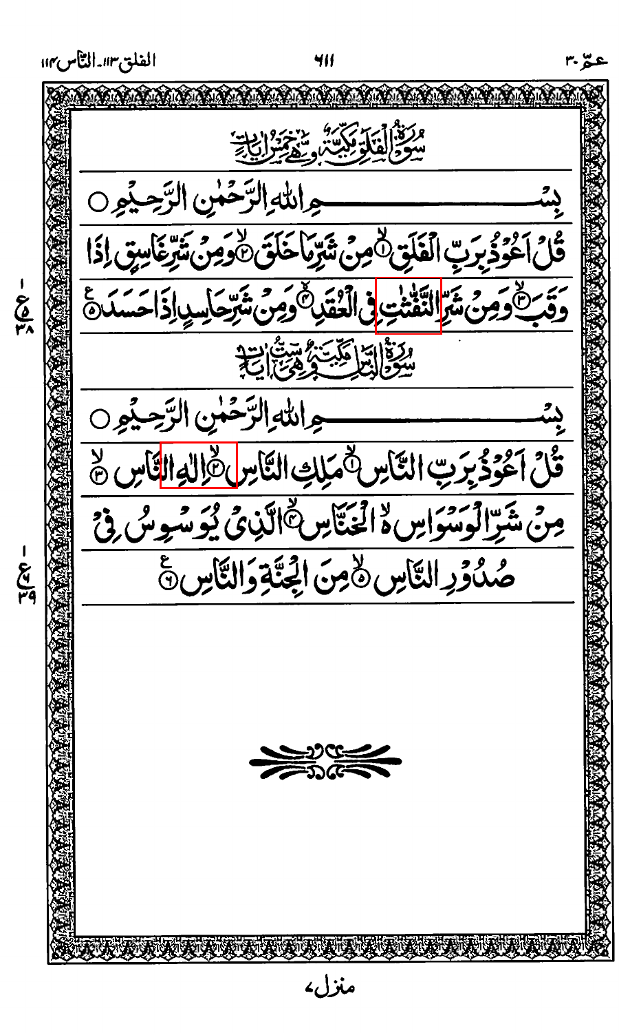## سُوْرَةُ الْفَلَقِ مَكِّيَّةٌ وَّهِيَ خَمْسُ اٰيَاتٍ

بِسْمِ اللّٰهِ الرَّحْمٰنِ الرَّحِيْمِ ○

قُلْ اَعُوْذُ بِرَبِّ الْفَلَقِ ۙ﴿١﴾ مِنْ شَرِّ مَا خَلَقَ ۙ﴿٢﴾ وَمِنْ شَرِّ غَاسِقٍ اِذَا وَقَبَ ۙ﴿٣﴾ وَمِنْ شَرِّ النَّفّٰثٰتِ فِی الْعُقَدِ ۙ﴿٤﴾ وَمِنْ شَرِّ حَاسِدٍ اِذَا حَسَدَ ﴿٥﴾ ؑ

## سُوْرَةُ النَّاسِ مَكِّيَّةٌ وَّهِيَ سِتُّ اٰيَاتٍ

بِسْمِ اللّٰهِ الرَّحْمٰنِ الرَّحِيْمِ ○

قُلْ اَعُوْذُ بِرَبِّ النَّاسِ ۙ﴿١﴾ مَلِكِ النَّاسِ ۙ﴿٢﴾ اِلٰهِ النَّاسِ ۙ﴿٣﴾ مِنْ شَرِّ الْوَسْوَاسِ ۙ الْخَنَّاسِ ۙ﴿٤﴾ الَّذِیْ یُوَسْوِسُ فِیْ صُدُوْرِ النَّاسِ ۙ﴿٥﴾ مِنَ الْجِنَّةِ وَالنَّاسِ ﴿٦﴾ ؑ

منزل ٧